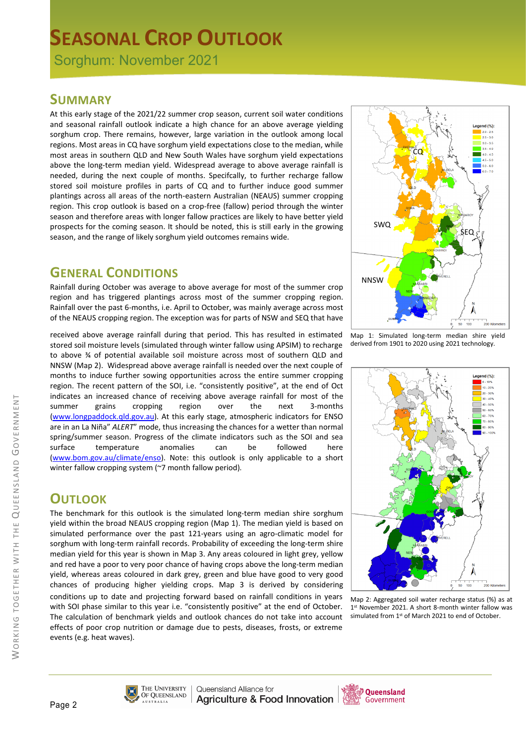# SEASONAL CROP OUTLOOK

Sorghum: November 2021

## SUMMARY

At this early stage of the 2021/22 summer crop season, current soil water conditions and seasonal rainfall outlook indicate a high chance for an above average yielding sorghum crop. There remains, however, large variation in the outlook among local regions. Most areas in CQ have sorghum yield expectations close to the median, while most areas in southern QLD and New South Wales have sorghum yield expectations above the long-term median yield. Widespread average to above average rainfall is needed, during the next couple of months. Specifcally, to further recharge fallow stored soil moisture profiles in parts of CQ and to further induce good summer plantings across all areas of the north-eastern Australian (NEAUS) summer cropping region. This crop outlook is based on a crop-free (fallow) period through the winter season and therefore areas with longer fallow practices are likely to have better yield prospects for the coming season. It should be noted, this is still early in the growing season, and the range of likely sorghum yield outcomes remains wide.

## GENERAL CONDITIONS

Rainfall during October was average to above average for most of the summer crop region and has triggered plantings across most of the summer cropping region. Rainfall over the past 6-months, i.e. April to October, was mainly average across most of the NEAUS cropping region. The exception was for parts of NSW and SEQ that have received above average rainfall during that period. This has resulted in estimated stored soil moisture levels (simulated through winter fallow using APSIM) to recharge to above ¾ of potential available soil moisture across most of southern QLD and NNSW (Map 2). Widespread above average rainfall is needed over the next couple of months to induce further sowing opportunities across the entire summer cropping region. The recent pattern of the SOI, i.e. "consistently positive", at the end of Oct indicates an increased chance of receiving above average rainfall for most of the summer grains cropping region over the next 3-months (www.longpaddock.qld.gov.au). At this early stage, atmospheric indicators for ENSO are in an La Niña" *ALERT*" mode, thus increasing the chances for a wetter than normal spring/summer season. Progress of the climate indicators such as the SOI and sea surface temperature anomalies can be followed here (www.bom.gov.au/climate/enso). Note: this outlook is only applicable to a short winter fallow cropping system (~7 month fallow period).

## OUTLOOK

The benchmark for this outlook is the simulated long-term median shire sorghum yield within the broad NEAUS cropping region (Map 1). The median yield is based on simulated performance over the past 121-years using an agro-climatic model for sorghum with long-term rainfall records. Probability of exceeding the long-term shire median yield for this year is shown in Map 3. Any areas coloured in light grey, yellow and red have a poor to very poor chance of having crops above the long-term median yield, whereas areas coloured in dark grey, green and blue have good to very good chances of producing higher yielding crops. Map 3 is derived by considering conditions up to date and projecting forward based on rainfall conditions in years with SOI phase similar to this year i.e. "consistently positive" at the end of October. The calculation of benchmark yields and outlook chances do not take into account effects of poor crop nutrition or damage due to pests, diseases, frosts, or extreme events (e.g. heat waves).

Map 1: Simulated long-term median shire yield derived from 1901 to 2020 using 2021 technology.

Map 2: Aggregated soil water recharge status (%) as at 1st November 2021. A short 8-month winter fallow was simulated from 1st of March 2021 to end of October.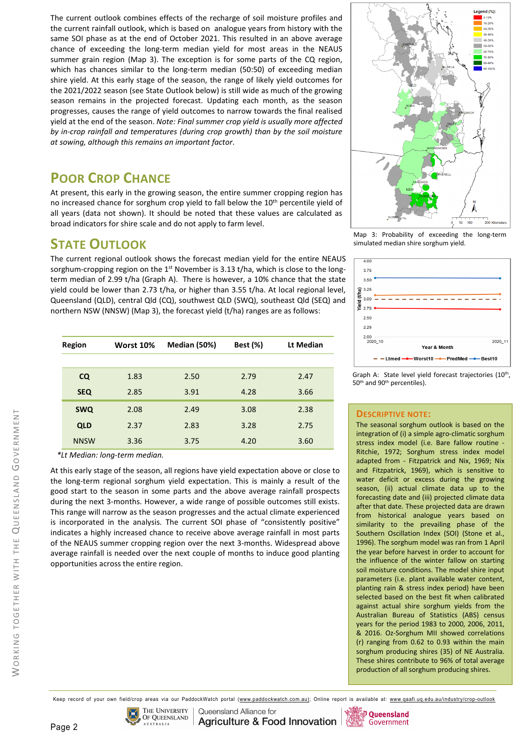The current outlook combines effects of the recharge of soil moisture profiles and the current rainfall outlook, which is based on analogue years from history with the same SOI phase as at the end of October 2021. This resulted in an above average chance of exceeding the long-term median yield for most areas in the NEAUS summer grain region (Map 3). The exception is for some parts of the CQ region, which has chances similar to the long-term median (50:50) of exceeding median shire yield. At this early stage of the season, the range of likely yield outcomes for the 2021/2022 season (see State Outlook below) is still wide as much of the growing season remains in the projected forecast. Updating each month, as the season progresses, causes the range of yield outcomes to narrow towards the final realised yield at the end of the season. *Note: Final summer crop yield is usually more affected by in-crop rainfall and temperatures (during crop growth) than by the soil moisture at sowing, although this remains an important factor.*

Legend (%):
0-10%
10-20%
20-30%
30-40%
40-50%
50-60%
60-70%
70-80%
80-90%
90-100%

EMERALD
BILOELA
QLD
ROMA
KINGAROY
DALBY
GOONDIWINDI
INVERELL
NARRABRI
NSW
GUNNEDAH
DUBBO
N
0 50 100 200 Kilometers

Map 3: Probability of exceeding the long-term simulated median shire sorghum yield.

## Poor Crop Chance

At present, this early in the growing season, the entire summer cropping region has no increased chance for sorghum crop yield to fall below the 10th percentile yield of all years (data not shown). It should be noted that these values are calculated as broad indicators for shire scale and do not apply to farm level.

## State Outlook

The current regional outlook shows the forecast median yield for the entire NEAUS sorghum-cropping region on the 1st November is 3.13 t/ha, which is close to the long-term median of 2.99 t/ha (Graph A). There is however, a 10% chance that the state yield could be lower than 2.73 t/ha, or higher than 3.55 t/ha. At local regional level, Queensland (QLD), central Qld (CQ), southwest QLD (SWQ), southeast Qld (SEQ) and northern NSW (NNSW) (Map 3), the forecast yield (t/ha) ranges are as follows:

4.00
3.75
3.50
3.25
3.00
2.75
2.50
2.25
2.00
Yield (t/ha)
2020_10
2020_11
Year & Month
Ltmed
Worst10
PredMed
Best10

Graph A: State level yield forecast trajectories (10th, 50th and 90th percentiles).

| Region | Worst 10% | Median (50%) | Best (%) | Lt Median |
|---|---|---|---|---|
| CQ | 1.83 | 2.50 | 2.79 | 2.47 |
| SEQ | 2.85 | 3.91 | 4.28 | 3.66 |
| SWQ | 2.08 | 2.49 | 3.08 | 2.38 |
| QLD | 2.37 | 2.83 | 3.28 | 2.75 |
| NNSW | 3.36 | 3.75 | 4.20 | 3.60 |

*\*Lt Median: long-term median.*

At this early stage of the season, all regions have yield expectation above or close to the long-term regional sorghum yield expectation. This is mainly a result of the good start to the season in some parts and the above average rainfall prospects during the next 3-months. However, a wide range of possible outcomes still exists. This range will narrow as the season progresses and the actual climate experienced is incorporated in the analysis. The current SOI phase of "consistently positive" indicates a highly increased chance to receive above average rainfall in most parts of the NEAUS summer cropping region over the next 3-months. Widespread above average rainfall is needed over the next couple of months to induce good planting opportunities across the entire region.

### Descriptive Note:

The seasonal sorghum outlook is based on the integration of (i) a simple agro-climatic sorghum stress index model (i.e. Bare fallow routine - Ritchie, 1972; Sorghum stress index model adapted from - Fitzpatrick and Nix, 1969; Nix and Fitzpatrick, 1969), which is sensitive to water deficit or excess during the growing season, (ii) actual climate data up to the forecasting date and (iii) projected climate data after that date. These projected data are drawn from historical analogue years based on similarity to the prevailing phase of the Southern Oscillation Index (SOI) (Stone et al., 1996). The sorghum model was ran from 1 April the year before harvest in order to account for the influence of the winter fallow on starting soil moisture conditions. The model shire input parameters (i.e. plant available water content, planting rain & stress index period) have been selected based on the best fit when calibrated against actual shire sorghum yields from the Australian Bureau of Statistics (ABS) census years for the period 1983 to 2000, 2006, 2011, & 2016. Oz-Sorghum MII showed correlations (r) ranging from 0.62 to 0.93 within the main sorghum producing shires (35) of NE Australia. These shires contribute to 96% of total average production of all sorghum producing shires.

Keep record of your own field/crop areas via our PaddockWatch portal (www.paddockwatch.com.au); Online report is available at: www.qaafi.uq.edu.au/industry/crop-outlook